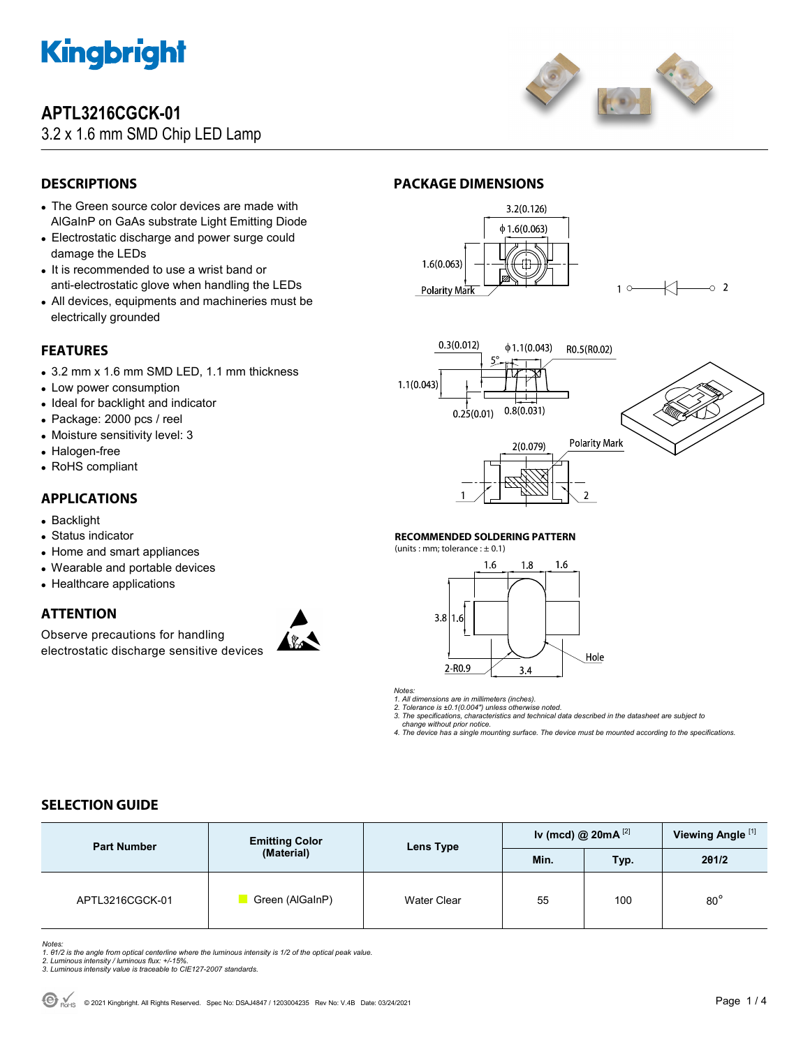# Kingbright

## APTL3216CGCK-01

3.2 x 1.6 mm SMD Chip LED Lamp

## DESCRIPTIONS

- The Green source color devices are made with AlGaInP on GaAs substrate Light Emitting Diode
- Electrostatic discharge and power surge could damage the LEDs
- It is recommended to use a wrist band or anti-electrostatic glove when handling the LEDs
- All devices, equipments and machineries must be electrically grounded

## FEATURES

- 3.2 mm x 1.6 mm SMD LED, 1.1 mm thickness
- Low power consumption
- Ideal for backlight and indicator
- Package: 2000 pcs / reel
- Moisture sensitivity level: 3
- Halogen-free
- RoHS compliant

## APPLICATIONS

- Backlight
- Status indicator
- Home and smart appliances
- Wearable and portable devices
- Healthcare applications

## ATTENTION

Observe precautions for handling electrostatic discharge sensitive devices

## PACKAGE DIMENSIONS

### RECOMMENDED SOLDERING PATTERN

(units : mm; tolerance : ± 0.1)

*Notes:*
*1. All dimensions are in millimeters (inches).*
*2. Tolerance is ±0.1(0.004") unless otherwise noted.*
*3. The specifications, characteristics and technical data described in the datasheet are subject to change without prior notice.*
*4. The device has a single mounting surface. The device must be mounted according to the specifications.*

## SELECTION GUIDE

| Part Number | Emitting Color (Material) | Lens Type | Iv (mcd) @ 20mA [2] | | Viewing Angle [1] |
|---|---|---|---|---|---|
| | | | Min. | Typ. | 2θ1/2 |
| APTL3216CGCK-01 | Green (AlGaInP) | Water Clear | 55 | 100 | 80° |

*Notes:*
*1. θ1/2 is the angle from optical centerline where the luminous intensity is 1/2 of the optical peak value.*
*2. Luminous intensity / luminous flux: +/-15%.*
*3. Luminous intensity value is traceable to CIE127-2007 standards.*

© 2021 Kingbright. All Rights Reserved. Spec No: DSAJ4847 / 1203004235 Rev No: V.4B Date: 03/24/2021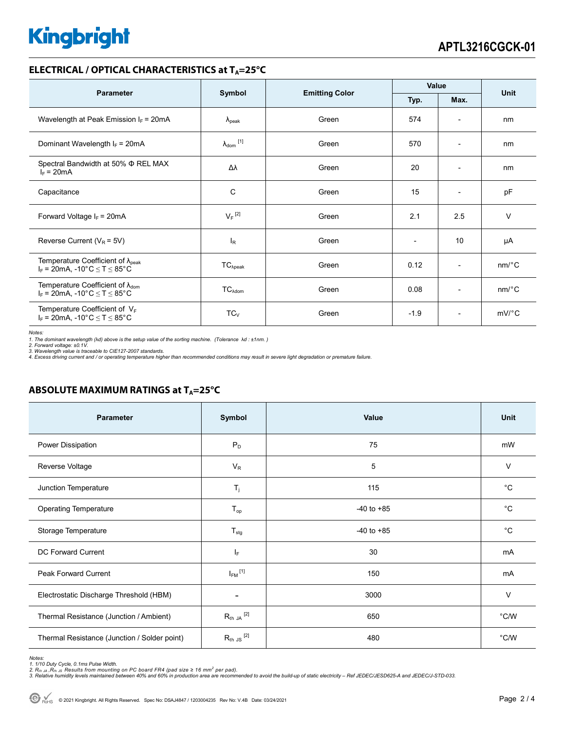## ELECTRICAL / OPTICAL CHARACTERISTICS at $T_A$=25°C

| Parameter | Symbol | Emitting Color | Value | | Unit |
|---|---|---|---|---|---|
| | | | Typ. | Max. | |
| Wavelength at Peak Emission $I_F$ = 20mA | $\lambda_{peak}$ | Green | 574 | - | nm |
| Dominant Wavelength $I_F$ = 20mA | $\lambda_{dom}$ [1] | Green | 570 | - | nm |
| Spectral Bandwidth at 50% Φ REL MAX $I_F$ = 20mA | Δλ | Green | 20 | - | nm |
| Capacitance | C | Green | 15 | - | pF |
| Forward Voltage $I_F$ = 20mA | $V_F$ [2] | Green | 2.1 | 2.5 | V |
| Reverse Current ($V_R$ = 5V) | $I_R$ | Green | - | 10 | µA |
| Temperature Coefficient of $\lambda_{peak}$ $I_F$ = 20mA, -10°C ≤ T ≤ 85°C | $TC_{\lambda peak}$ | Green | 0.12 | - | nm/°C |
| Temperature Coefficient of $\lambda_{dom}$ $I_F$ = 20mA, -10°C ≤ T ≤ 85°C | $TC_{\lambda dom}$ | Green | 0.08 | - | nm/°C |
| Temperature Coefficient of $V_F$ $I_F$ = 20mA, -10°C ≤ T ≤ 85°C | $TC_V$ | Green | -1.9 | - | mV/°C |

*Notes:*
*1. The dominant wavelength (λd) above is the setup value of the sorting machine. (Tolerance λd : ±1nm. )*
*2. Forward voltage: ±0.1V.*
*3. Wavelength value is traceable to CIE127-2007 standards.*
*4. Excess driving current and / or operating temperature higher than recommended conditions may result in severe light degradation or premature failure.*

## ABSOLUTE MAXIMUM RATINGS at $T_A$=25°C

| Parameter | Symbol | Value | Unit |
|---|---|---|---|
| Power Dissipation | $P_D$ | 75 | mW |
| Reverse Voltage | $V_R$ | 5 | V |
| Junction Temperature | $T_j$ | 115 | °C |
| Operating Temperature | $T_{op}$ | -40 to +85 | °C |
| Storage Temperature | $T_{stg}$ | -40 to +85 | °C |
| DC Forward Current | $I_F$ | 30 | mA |
| Peak Forward Current | $I_{FM}$ [1] | 150 | mA |
| Electrostatic Discharge Threshold (HBM) | - | 3000 | V |
| Thermal Resistance (Junction / Ambient) | $R_{th\ JA}$ [2] | 650 | °C/W |
| Thermal Resistance (Junction / Solder point) | $R_{th\ JS}$ [2] | 480 | °C/W |

*Notes:*
*1. 1/10 Duty Cycle, 0.1ms Pulse Width.*
*2. $R_{th\ JA}$ ,$R_{th\ JS}$ Results from mounting on PC board FR4 (pad size ≥ 16 mm$^2$ per pad).*
*3. Relative humidity levels maintained between 40% and 60% in production area are recommended to avoid the build-up of static electricity – Ref JEDEC/JESD625-A and JEDEC/J-STD-033.*

© 2021 Kingbright. All Rights Reserved. Spec No: DSAJ4847 / 1203004235 Rev No: V.4B Date: 03/24/2021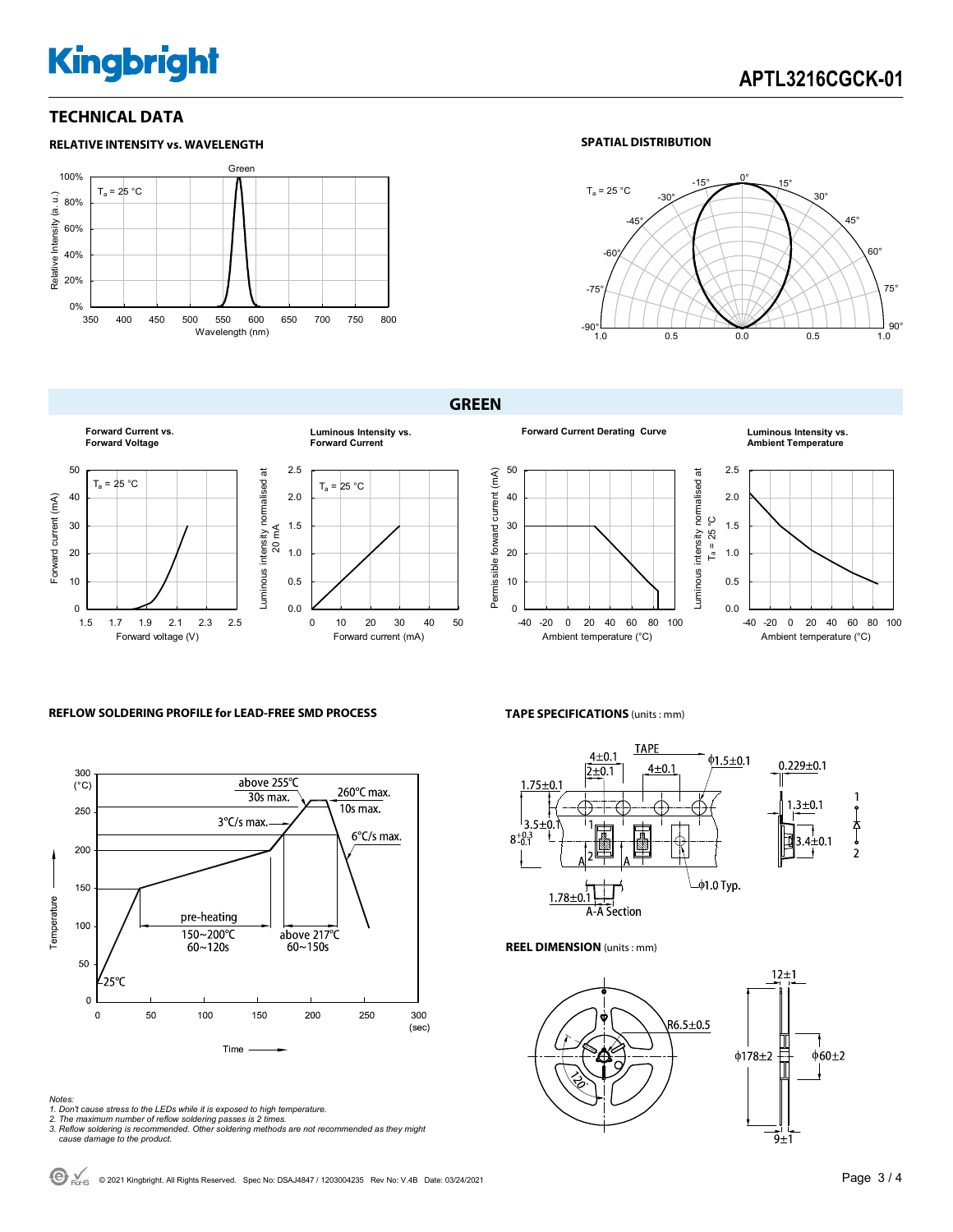## TECHNICAL DATA

### RELATIVE INTENSITY vs. WAVELENGTH

### SPATIAL DISTRIBUTION

## GREEN

**Forward Current vs. Forward Voltage**

**Luminous Intensity vs. Forward Current**

**Forward Current Derating Curve**

**Luminous Intensity vs. Ambient Temperature**

### REFLOW SOLDERING PROFILE for LEAD-FREE SMD PROCESS

*Notes:*
*1. Don't cause stress to the LEDs while it is exposed to high temperature.*
*2. The maximum number of reflow soldering passes is 2 times.*
*3. Reflow soldering is recommended. Other soldering methods are not recommended as they might cause damage to the product.*

### TAPE SPECIFICATIONS (units : mm)

### REEL DIMENSION (units : mm)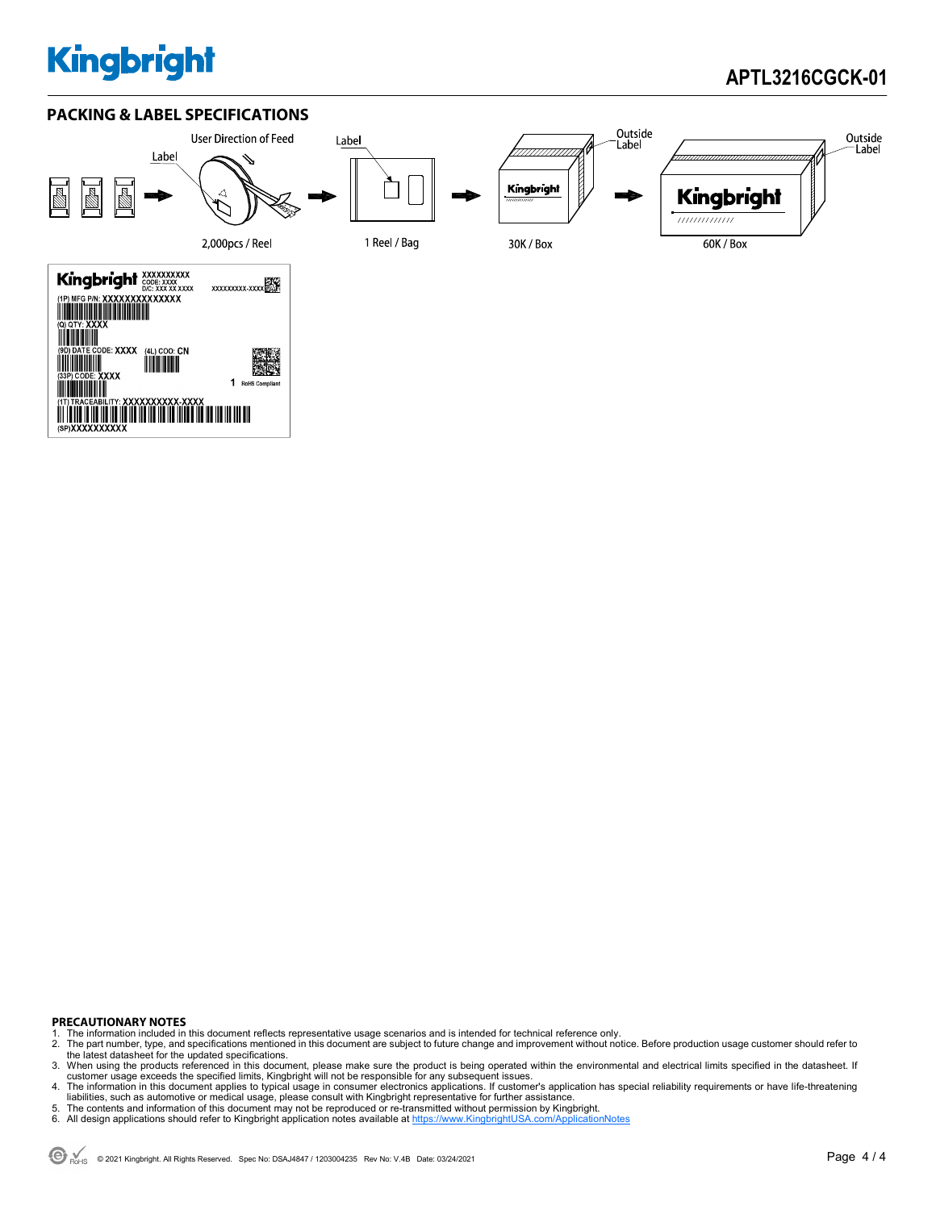## PACKING & LABEL SPECIFICATIONS

User Direction of Feed

Label

2,000pcs / Reel

Label

1 Reel / Bag

Outside Label

30K / Box

Outside Label

60K / Box

Kingbright XXXXXXXXXX
CODE: XXXX
D/C: XXX XX XXXX
XXXXXXXXX-XXXX
(1P) MFG P/N: XXXXXXXXXXXXXX
(Q) QTY: XXXX
(9D) DATE CODE: XXXX (4L) COO: CN
(33P) CODE: XXXX
1 RoHS Compliant
(1T) TRACEABILITY: XXXXXXXXXX-XXXX
(SP)XXXXXXXXXX

**PRECAUTIONARY NOTES**

1. The information included in this document reflects representative usage scenarios and is intended for technical reference only.
2. The part number, type, and specifications mentioned in this document are subject to future change and improvement without notice. Before production usage customer should refer to the latest datasheet for the updated specifications.
3. When using the products referenced in this document, please make sure the product is being operated within the environmental and electrical limits specified in the datasheet. If customer usage exceeds the specified limits, Kingbright will not be responsible for any subsequent issues.
4. The information in this document applies to typical usage in consumer electronics applications. If customer's application has special reliability requirements or have life-threatening liabilities, such as automotive or medical usage, please consult with Kingbright representative for further assistance.
5. The contents and information of this document may not be reproduced or re-transmitted without permission by Kingbright.
6. All design applications should refer to Kingbright application notes available at [https://www.KingbrightUSA.com/ApplicationNotes](https://www.KingbrightUSA.com/ApplicationNotes)

© 2021 Kingbright. All Rights Reserved. Spec No: DSAJ4847 / 1203004235 Rev No: V.4B Date: 03/24/2021